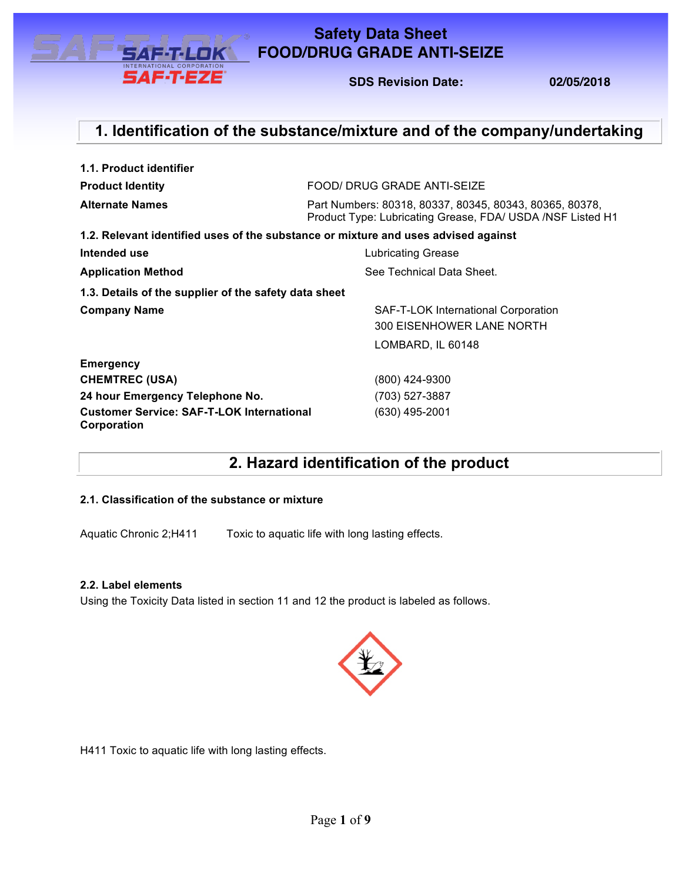# Safety Data Sheet
# FOOD/DRUG GRADE ANTI-SEIZE

**SDS Revision Date:** 02/05/2018

## 1. Identification of the substance/mixture and of the company/undertaking

**1.1. Product identifier**

| | |
|---|---|
| **Product Identity** | FOOD/ DRUG GRADE ANTI-SEIZE |
| **Alternate Names** | Part Numbers: 80318, 80337, 80345, 80343, 80365, 80378, Product Type: Lubricating Grease, FDA/ USDA /NSF Listed H1 |

**1.2. Relevant identified uses of the substance or mixture and uses advised against**

| | |
|---|---|
| **Intended use** | Lubricating Grease |
| **Application Method** | See Technical Data Sheet. |

**1.3. Details of the supplier of the safety data sheet**

| | |
|---|---|
| **Company Name** | SAF-T-LOK International Corporation<br>300 EISENHOWER LANE NORTH<br>LOMBARD, IL 60148 |
| **Emergency** | |
| **CHEMTREC (USA)** | (800) 424-9300 |
| **24 hour Emergency Telephone No.** | (703) 527-3887 |
| **Customer Service: SAF-T-LOK International Corporation** | (630) 495-2001 |

## 2. Hazard identification of the product

**2.1. Classification of the substance or mixture**

Aquatic Chronic 2;H411 Toxic to aquatic life with long lasting effects.

**2.2. Label elements**

Using the Toxicity Data listed in section 11 and 12 the product is labeled as follows.

H411 Toxic to aquatic life with long lasting effects.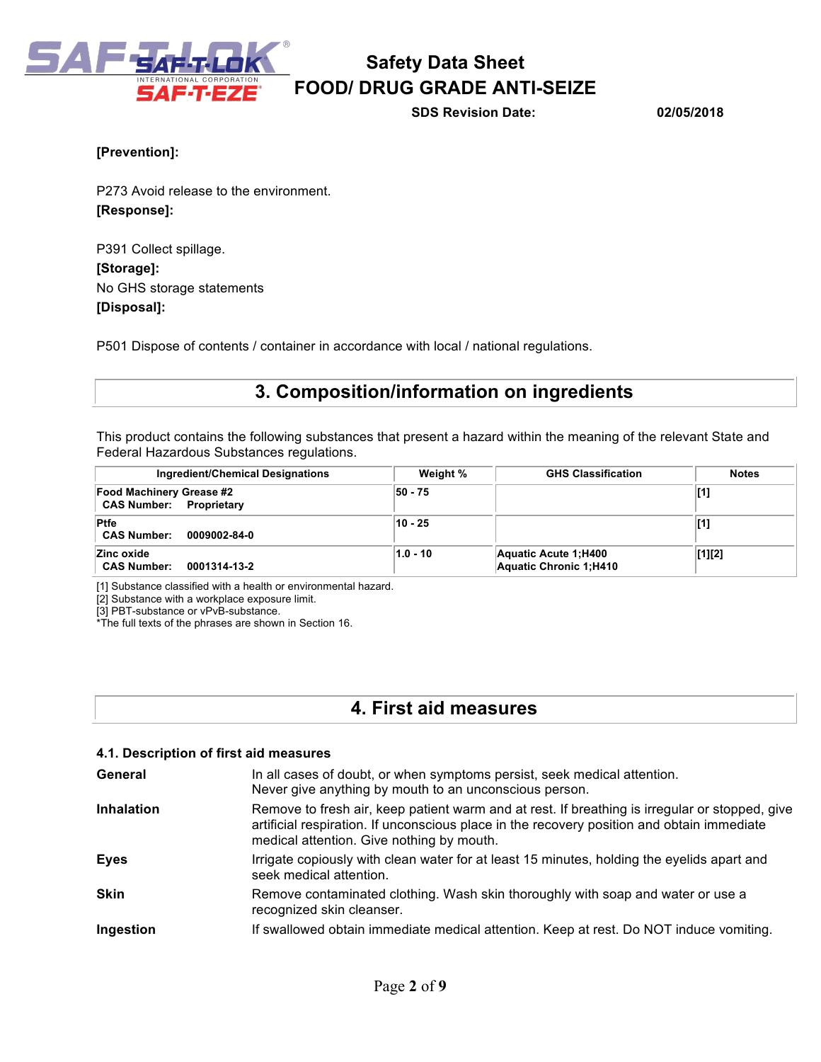**[Prevention]:**

P273 Avoid release to the environment.

**[Response]:**

P391 Collect spillage.

**[Storage]:**

No GHS storage statements

**[Disposal]:**

P501 Dispose of contents / container in accordance with local / national regulations.

## 3. Composition/information on ingredients

This product contains the following substances that present a hazard within the meaning of the relevant State and Federal Hazardous Substances regulations.

| Ingredient/Chemical Designations | Weight % | GHS Classification | Notes |
|---|---|---|---|
| **Food Machinery Grease #2** **CAS Number: Proprietary** | **50 - 75** | | **[1]** |
| **Ptfe** **CAS Number: 0009002-84-0** | **10 - 25** | | **[1]** |
| **Zinc oxide** **CAS Number: 0001314-13-2** | **1.0 - 10** | **Aquatic Acute 1;H400** **Aquatic Chronic 1;H410** | **[1][2]** |

[1] Substance classified with a health or environmental hazard.
[2] Substance with a workplace exposure limit.
[3] PBT-substance or vPvB-substance.
*The full texts of the phrases are shown in Section 16.

## 4. First aid measures

### 4.1. Description of first aid measures

**General**
In all cases of doubt, or when symptoms persist, seek medical attention.
Never give anything by mouth to an unconscious person.

**Inhalation**
Remove to fresh air, keep patient warm and at rest. If breathing is irregular or stopped, give artificial respiration. If unconscious place in the recovery position and obtain immediate medical attention. Give nothing by mouth.

**Eyes**
Irrigate copiously with clean water for at least 15 minutes, holding the eyelids apart and seek medical attention.

**Skin**
Remove contaminated clothing. Wash skin thoroughly with soap and water or use a recognized skin cleanser.

**Ingestion**
If swallowed obtain immediate medical attention. Keep at rest. Do NOT induce vomiting.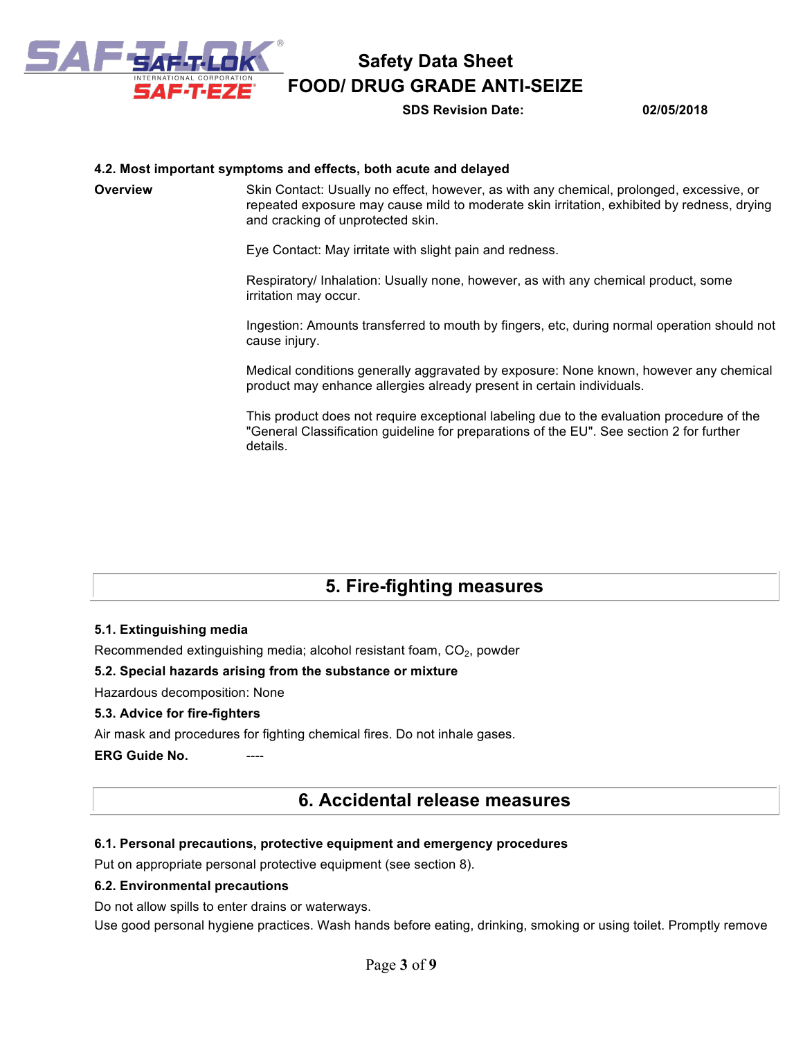### 4.2. Most important symptoms and effects, both acute and delayed

**Overview**

Skin Contact: Usually no effect, however, as with any chemical, prolonged, excessive, or repeated exposure may cause mild to moderate skin irritation, exhibited by redness, drying and cracking of unprotected skin.

Eye Contact: May irritate with slight pain and redness.

Respiratory/ Inhalation: Usually none, however, as with any chemical product, some irritation may occur.

Ingestion: Amounts transferred to mouth by fingers, etc, during normal operation should not cause injury.

Medical conditions generally aggravated by exposure: None known, however any chemical product may enhance allergies already present in certain individuals.

This product does not require exceptional labeling due to the evaluation procedure of the "General Classification guideline for preparations of the EU". See section 2 for further details.

## 5. Fire-fighting measures

### 5.1. Extinguishing media

Recommended extinguishing media; alcohol resistant foam, $CO_2$, powder

### 5.2. Special hazards arising from the substance or mixture

Hazardous decomposition: None

### 5.3. Advice for fire-fighters

Air mask and procedures for fighting chemical fires. Do not inhale gases.

**ERG Guide No.** ----

## 6. Accidental release measures

### 6.1. Personal precautions, protective equipment and emergency procedures

Put on appropriate personal protective equipment (see section 8).

### 6.2. Environmental precautions

Do not allow spills to enter drains or waterways.

Use good personal hygiene practices. Wash hands before eating, drinking, smoking or using toilet. Promptly remove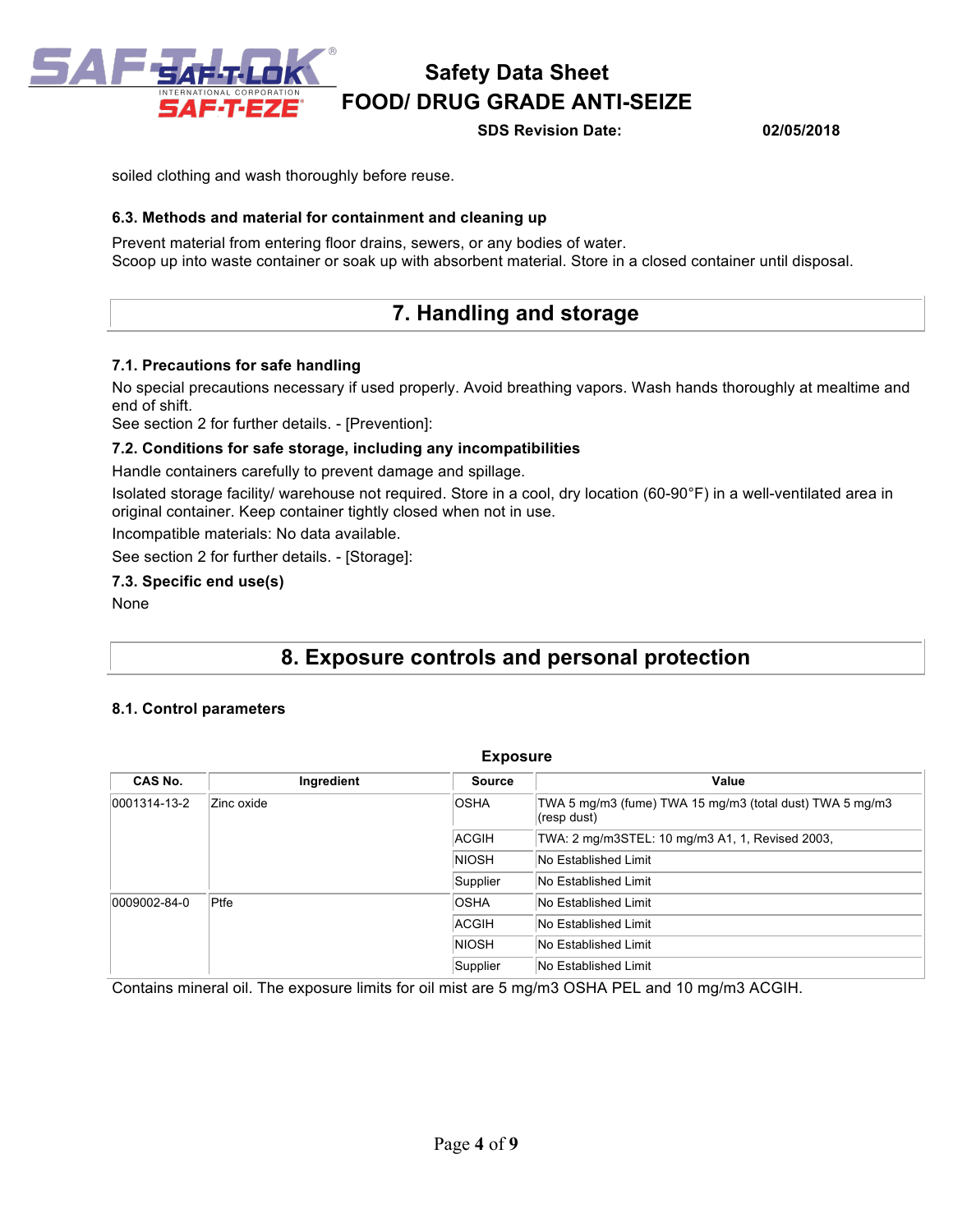soiled clothing and wash thoroughly before reuse.

### 6.3. Methods and material for containment and cleaning up

Prevent material from entering floor drains, sewers, or any bodies of water.
Scoop up into waste container or soak up with absorbent material. Store in a closed container until disposal.

## 7. Handling and storage

### 7.1. Precautions for safe handling

No special precautions necessary if used properly. Avoid breathing vapors. Wash hands thoroughly at mealtime and end of shift.
See section 2 for further details. - [Prevention]:

### 7.2. Conditions for safe storage, including any incompatibilities

Handle containers carefully to prevent damage and spillage.

Isolated storage facility/ warehouse not required. Store in a cool, dry location (60-90°F) in a well-ventilated area in original container. Keep container tightly closed when not in use.

Incompatible materials: No data available.

See section 2 for further details. - [Storage]:

### 7.3. Specific end use(s)

None

## 8. Exposure controls and personal protection

### 8.1. Control parameters

**Exposure**

| CAS No. | Ingredient | Source | Value |
|---|---|---|---|
| 0001314-13-2 | Zinc oxide | OSHA | TWA 5 mg/m3 (fume) TWA 15 mg/m3 (total dust) TWA 5 mg/m3 (resp dust) |
| | | ACGIH | TWA: 2 mg/m3STEL: 10 mg/m3 A1, 1, Revised 2003, |
| | | NIOSH | No Established Limit |
| | | Supplier | No Established Limit |
| 0009002-84-0 | Ptfe | OSHA | No Established Limit |
| | | ACGIH | No Established Limit |
| | | NIOSH | No Established Limit |
| | | Supplier | No Established Limit |

Contains mineral oil. The exposure limits for oil mist are 5 mg/m3 OSHA PEL and 10 mg/m3 ACGIH.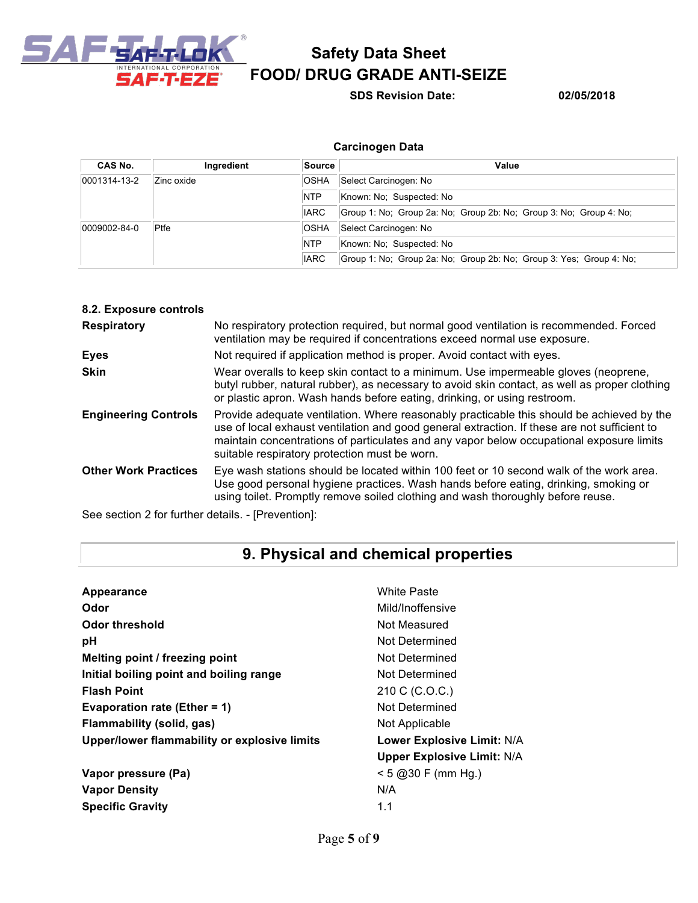### Carcinogen Data

| CAS No. | Ingredient | Source | Value |
| --- | --- | --- | --- |
| 0001314-13-2 | Zinc oxide | OSHA | Select Carcinogen: No |
| | | NTP | Known: No; Suspected: No |
| | | IARC | Group 1: No; Group 2a: No; Group 2b: No; Group 3: No; Group 4: No; |
| 0009002-84-0 | Ptfe | OSHA | Select Carcinogen: No |
| | | NTP | Known: No; Suspected: No |
| | | IARC | Group 1: No; Group 2a: No; Group 2b: No; Group 3: Yes; Group 4: No; |

### 8.2. Exposure controls

**Respiratory** No respiratory protection required, but normal good ventilation is recommended. Forced ventilation may be required if concentrations exceed normal use exposure.

**Eyes** Not required if application method is proper. Avoid contact with eyes.

**Skin** Wear overalls to keep skin contact to a minimum. Use impermeable gloves (neoprene, butyl rubber, natural rubber), as necessary to avoid skin contact, as well as proper clothing or plastic apron. Wash hands before eating, drinking, or using restroom.

**Engineering Controls** Provide adequate ventilation. Where reasonably practicable this should be achieved by the use of local exhaust ventilation and good general extraction. If these are not sufficient to maintain concentrations of particulates and any vapor below occupational exposure limits suitable respiratory protection must be worn.

**Other Work Practices** Eye wash stations should be located within 100 feet or 10 second walk of the work area. Use good personal hygiene practices. Wash hands before eating, drinking, smoking or using toilet. Promptly remove soiled clothing and wash thoroughly before reuse.

See section 2 for further details. - [Prevention]:

## 9. Physical and chemical properties

| Property | Value |
| --- | --- |
| **Appearance** | White Paste |
| **Odor** | Mild/Inoffensive |
| **Odor threshold** | Not Measured |
| **pH** | Not Determined |
| **Melting point / freezing point** | Not Determined |
| **Initial boiling point and boiling range** | Not Determined |
| **Flash Point** | 210 C (C.O.C.) |
| **Evaporation rate (Ether = 1)** | Not Determined |
| **Flammability (solid, gas)** | Not Applicable |
| **Upper/lower flammability or explosive limits** | **Lower Explosive Limit:** N/A |
| | **Upper Explosive Limit:** N/A |
| **Vapor pressure (Pa)** | < 5 @30 F (mm Hg.) |
| **Vapor Density** | N/A |
| **Specific Gravity** | 1.1 |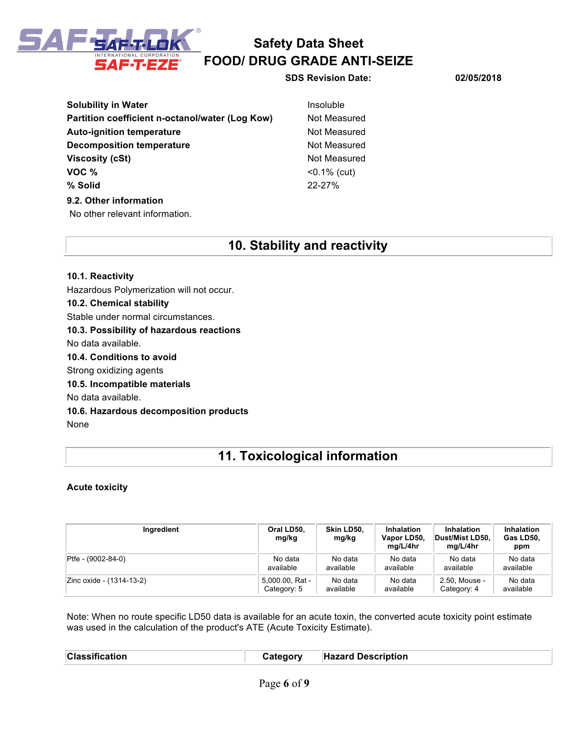| | |
|---|---|
| **Solubility in Water** | Insoluble |
| **Partition coefficient n-octanol/water (Log Kow)** | Not Measured |
| **Auto-ignition temperature** | Not Measured |
| **Decomposition temperature** | Not Measured |
| **Viscosity (cSt)** | Not Measured |
| **VOC %** | <0.1% (cut) |
| **% Solid** | 22-27% |

**9.2. Other information**

No other relevant information.

## 10. Stability and reactivity

**10.1. Reactivity**

Hazardous Polymerization will not occur.

**10.2. Chemical stability**

Stable under normal circumstances.

**10.3. Possibility of hazardous reactions**

No data available.

**10.4. Conditions to avoid**

Strong oxidizing agents

**10.5. Incompatible materials**

No data available.

**10.6. Hazardous decomposition products**

None

## 11. Toxicological information

**Acute toxicity**

| Ingredient | Oral LD50, mg/kg | Skin LD50, mg/kg | Inhalation Vapor LD50, mg/L/4hr | Inhalation Dust/Mist LD50, mg/L/4hr | Inhalation Gas LD50, ppm |
|---|---|---|---|---|---|
| Ptfe - (9002-84-0) | No data available | No data available | No data available | No data available | No data available |
| Zinc oxide - (1314-13-2) | 5,000.00, Rat - Category: 5 | No data available | No data available | 2.50, Mouse - Category: 4 | No data available |

Note: When no route specific LD50 data is available for an acute toxin, the converted acute toxicity point estimate was used in the calculation of the product's ATE (Acute Toxicity Estimate).

| Classification | Category | Hazard Description |
|---|---|---|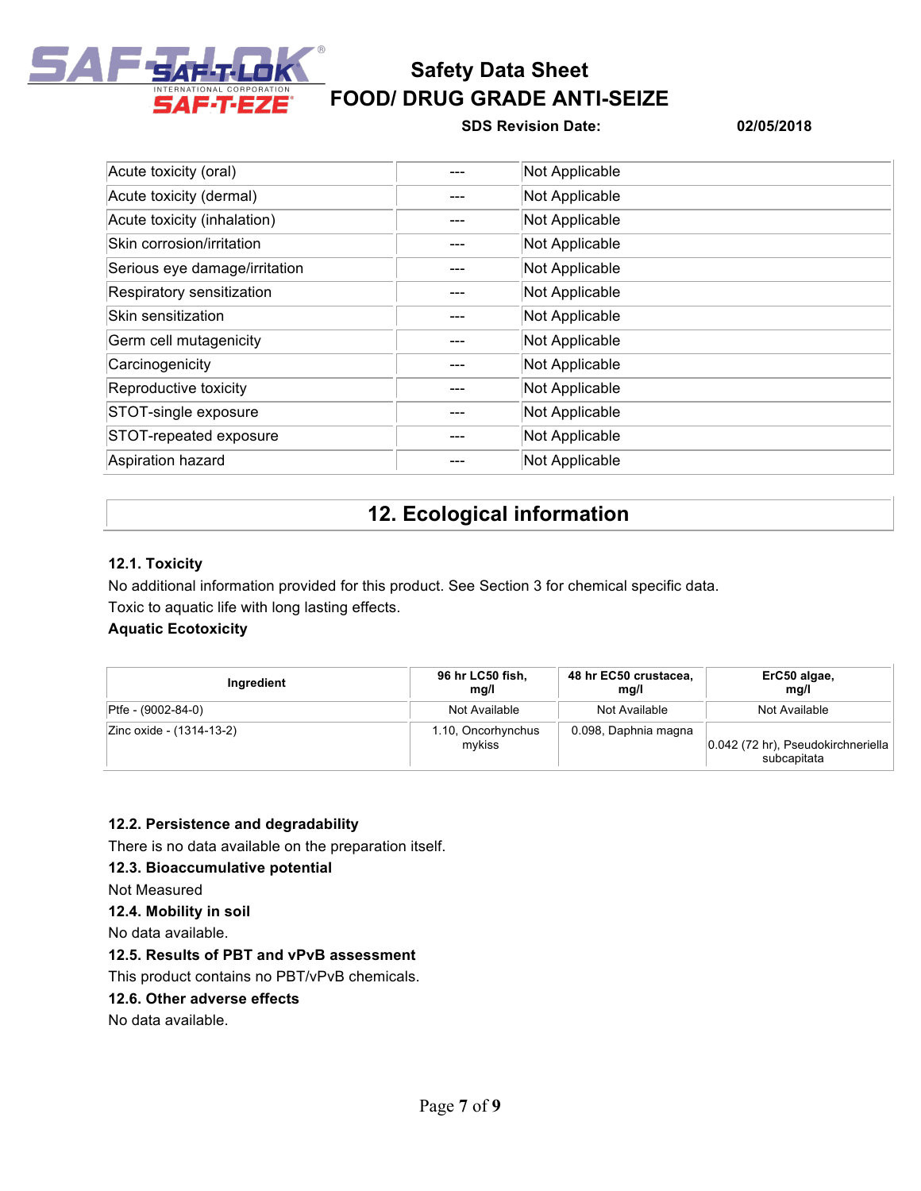| Acute toxicity (oral) | --- | Not Applicable |
|---|---|---|
| Acute toxicity (dermal) | --- | Not Applicable |
| Acute toxicity (inhalation) | --- | Not Applicable |
| Skin corrosion/irritation | --- | Not Applicable |
| Serious eye damage/irritation | --- | Not Applicable |
| Respiratory sensitization | --- | Not Applicable |
| Skin sensitization | --- | Not Applicable |
| Germ cell mutagenicity | --- | Not Applicable |
| Carcinogenicity | --- | Not Applicable |
| Reproductive toxicity | --- | Not Applicable |
| STOT-single exposure | --- | Not Applicable |
| STOT-repeated exposure | --- | Not Applicable |
| Aspiration hazard | --- | Not Applicable |

## 12. Ecological information

### 12.1. Toxicity

No additional information provided for this product. See Section 3 for chemical specific data.

Toxic to aquatic life with long lasting effects.

**Aquatic Ecotoxicity**

| Ingredient | 96 hr LC50 fish, mg/l | 48 hr EC50 crustacea, mg/l | ErC50 algae, mg/l |
|---|---|---|---|
| Ptfe - (9002-84-0) | Not Available | Not Available | Not Available |
| Zinc oxide - (1314-13-2) | 1.10, Oncorhynchus mykiss | 0.098, Daphnia magna | 0.042 (72 hr), Pseudokirchneriella subcapitata |

### 12.2. Persistence and degradability

There is no data available on the preparation itself.

### 12.3. Bioaccumulative potential

Not Measured

### 12.4. Mobility in soil

No data available.

### 12.5. Results of PBT and vPvB assessment

This product contains no PBT/vPvB chemicals.

### 12.6. Other adverse effects

No data available.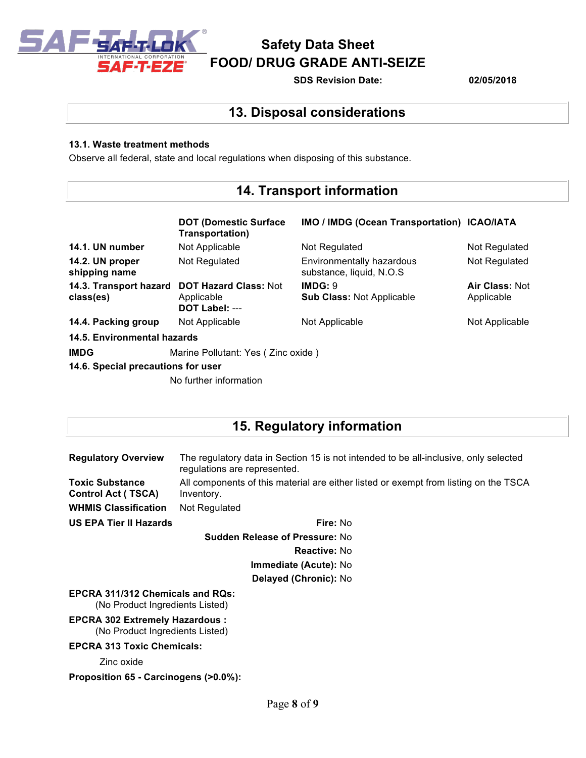## 13. Disposal considerations

### 13.1. Waste treatment methods

Observe all federal, state and local regulations when disposing of this substance.

## 14. Transport information

| | DOT (Domestic Surface Transportation) | IMO / IMDG (Ocean Transportation) | ICAO/IATA |
|---|---|---|---|
| **14.1. UN number** | Not Applicable | Not Regulated | Not Regulated |
| **14.2. UN proper shipping name** | Not Regulated | Environmentally hazardous substance, liquid, N.O.S | Not Regulated |
| **14.3. Transport hazard class(es)** | **DOT Hazard Class:** Not Applicable<br>**DOT Label:** --- | **IMDG:** 9<br>**Sub Class:** Not Applicable | **Air Class:** Not Applicable |
| **14.4. Packing group** | Not Applicable | Not Applicable | Not Applicable |

**14.5. Environmental hazards**

**IMDG** Marine Pollutant: Yes ( Zinc oxide )

**14.6. Special precautions for user**

No further information

## 15. Regulatory information

**Regulatory Overview** The regulatory data in Section 15 is not intended to be all-inclusive, only selected regulations are represented.

**Toxic Substance Control Act ( TSCA)** All components of this material are either listed or exempt from listing on the TSCA Inventory.

**WHMIS Classification** Not Regulated

**US EPA Tier II Hazards**

**Fire:** No
**Sudden Release of Pressure:** No
**Reactive:** No
**Immediate (Acute):** No
**Delayed (Chronic):** No

**EPCRA 311/312 Chemicals and RQs:**
(No Product Ingredients Listed)

**EPCRA 302 Extremely Hazardous :**
(No Product Ingredients Listed)

**EPCRA 313 Toxic Chemicals:**

Zinc oxide

**Proposition 65 - Carcinogens (>0.0%):**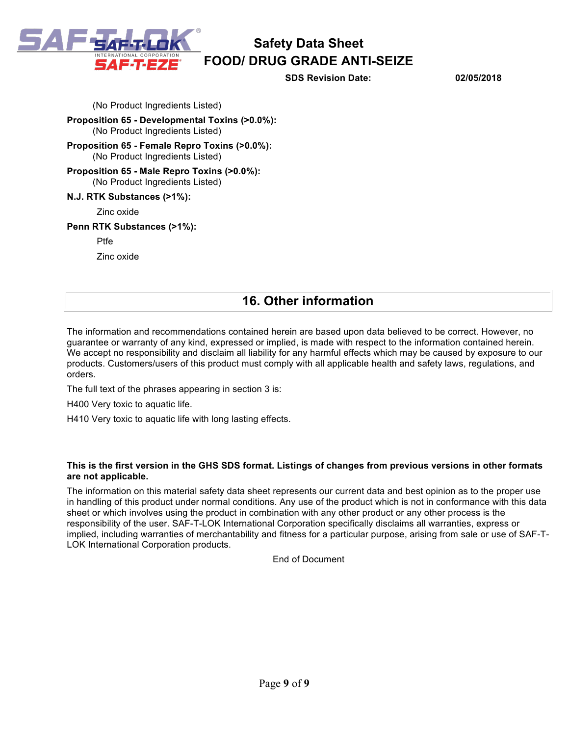(No Product Ingredients Listed)

**Proposition 65 - Developmental Toxins (>0.0%):**
(No Product Ingredients Listed)

**Proposition 65 - Female Repro Toxins (>0.0%):**
(No Product Ingredients Listed)

**Proposition 65 - Male Repro Toxins (>0.0%):**
(No Product Ingredients Listed)

**N.J. RTK Substances (>1%):**

Zinc oxide

**Penn RTK Substances (>1%):**

Ptfe

Zinc oxide

## 16. Other information

The information and recommendations contained herein are based upon data believed to be correct. However, no guarantee or warranty of any kind, expressed or implied, is made with respect to the information contained herein. We accept no responsibility and disclaim all liability for any harmful effects which may be caused by exposure to our products. Customers/users of this product must comply with all applicable health and safety laws, regulations, and orders.

The full text of the phrases appearing in section 3 is:

H400 Very toxic to aquatic life.

H410 Very toxic to aquatic life with long lasting effects.

**This is the first version in the GHS SDS format. Listings of changes from previous versions in other formats are not applicable.**

The information on this material safety data sheet represents our current data and best opinion as to the proper use in handling of this product under normal conditions. Any use of the product which is not in conformance with this data sheet or which involves using the product in combination with any other product or any other process is the responsibility of the user. SAF-T-LOK International Corporation specifically disclaims all warranties, express or implied, including warranties of merchantability and fitness for a particular purpose, arising from sale or use of SAF-T-LOK International Corporation products.

End of Document